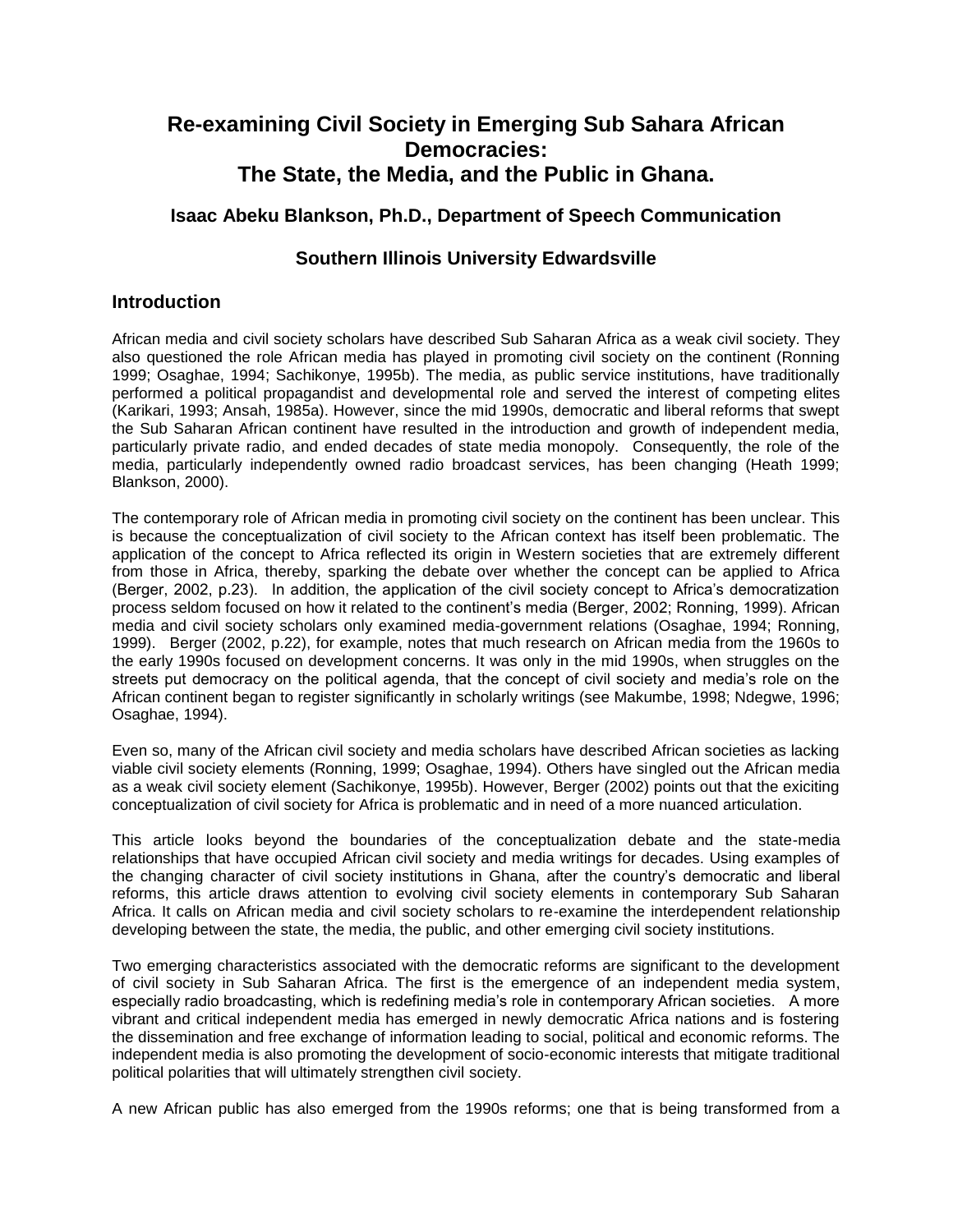# Re-examining Civil Society in Emerging Sub Sahara African Democracies: The State, the Media, and the Public in Ghana.

### Isaac Abeku Blankson, Ph.D., Department of Speech Communication

### Southern Illinois University Edwardsville

## Introduction

African media and civil society scholars have described Sub Saharan Africa as a weak civil society. They also questioned the role African media has played in promoting civil society on the continent (Ronning 1999; Osaghae, 1994; Sachikonye, 1995b). The media, as public service institutions, have traditionally performed a political propagandist and developmental role and served the interest of competing elites (Karikari, 1993; Ansah, 1985a). However, since the mid 1990s, democratic and liberal reforms that swept the Sub Saharan African continent have resulted in the introduction and growth of independent media, particularly private radio, and ended decades of state media monopoly. Consequently, the role of the media, particularly independently owned radio broadcast services, has been changing (Heath 1999; Blankson, 2000).

The contemporary role of African media in promoting civil society on the continent has been unclear. This is because the conceptualization of civil society to the African context has itself been problematic. The application of the concept to Africa reflected its origin in Western societies that are extremely different from those in Africa, thereby, sparking the debate over whether the concept can be applied to Africa (Berger, 2002, p.23). In addition, the application of the civil society concept to Africa's democratization process seldom focused on how it related to the continent's media (Berger, 2002; Ronning, 1999). African media and civil society scholars only examined media-government relations (Osaghae, 1994; Ronning, 1999). Berger (2002, p.22), for example, notes that much research on African media from the 1960s to the early 1990s focused on development concerns. It was only in the mid 1990s, when struggles on the streets put democracy on the political agenda, that the concept of civil society and media's role on the African continent began to register significantly in scholarly writings (see Makumbe, 1998; Ndegwe, 1996; Osaghae, 1994).

Even so, many of the African civil society and media scholars have described African societies as lacking viable civil society elements (Ronning, 1999; Osaghae, 1994). Others have singled out the African media as a weak civil society element (Sachikonye, 1995b). However, Berger (2002) points out that the exiciting conceptualization of civil society for Africa is problematic and in need of a more nuanced articulation.

This article looks beyond the boundaries of the conceptualization debate and the state-media relationships that have occupied African civil society and media writings for decades. Using examples of the changing character of civil society institutions in Ghana, after the country's democratic and liberal reforms, this article draws attention to evolving civil society elements in contemporary Sub Saharan Africa. It calls on African media and civil society scholars to re-examine the interdependent relationship developing between the state, the media, the public, and other emerging civil society institutions.

Two emerging characteristics associated with the democratic reforms are significant to the development of civil society in Sub Saharan Africa. The first is the emergence of an independent media system, especially radio broadcasting, which is redefining media's role in contemporary African societies. A more vibrant and critical independent media has emerged in newly democratic Africa nations and is fostering the dissemination and free exchange of information leading to social, political and economic reforms. The independent media is also promoting the development of socio-economic interests that mitigate traditional political polarities that will ultimately strengthen civil society.

A new African public has also emerged from the 1990s reforms; one that is being transformed from a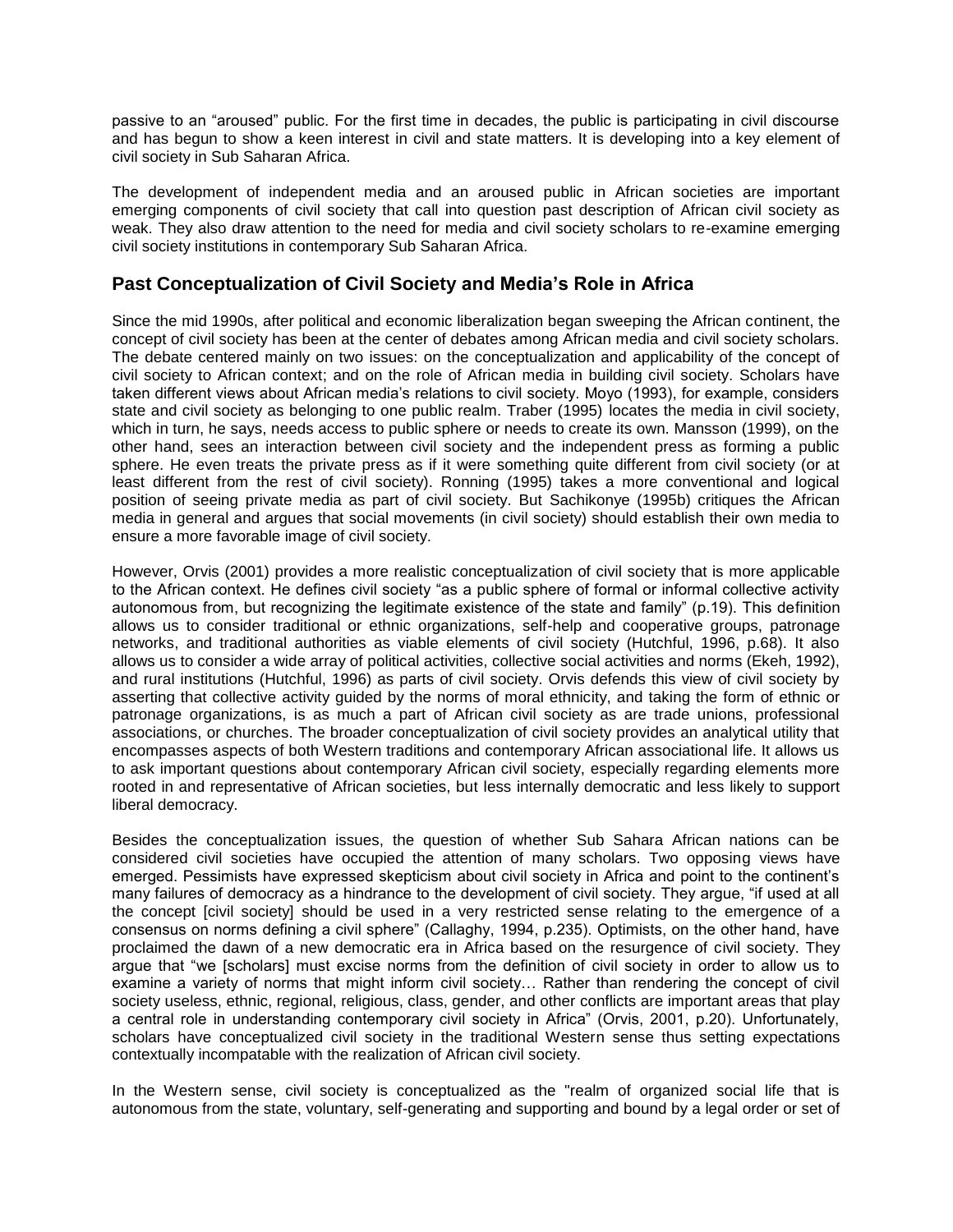passive to an "aroused" public. For the first time in decades, the public is participating in civil discourse and has begun to show a keen interest in civil and state matters. It is developing into a key element of civil society in Sub Saharan Africa.

The development of independent media and an aroused public in African societies are important emerging components of civil society that call into question past description of African civil society as weak. They also draw attention to the need for media and civil society scholars to re-examine emerging civil society institutions in contemporary Sub Saharan Africa.

## Past Conceptualization of Civil Society and Media's Role in Africa

Since the mid 1990s, after political and economic liberalization began sweeping the African continent, the concept of civil society has been at the center of debates among African media and civil society scholars. The debate centered mainly on two issues: on the conceptualization and applicability of the concept of civil society to African context; and on the role of African media in building civil society. Scholars have taken different views about African media's relations to civil society. Moyo (1993), for example, considers state and civil society as belonging to one public realm. Traber (1995) locates the media in civil society, which in turn, he says, needs access to public sphere or needs to create its own. Mansson (1999), on the other hand, sees an interaction between civil society and the independent press as forming a public sphere. He even treats the private press as if it were something quite different from civil society (or at least different from the rest of civil society). Ronning (1995) takes a more conventional and logical position of seeing private media as part of civil society. But Sachikonye (1995b) critiques the African media in general and argues that social movements (in civil society) should establish their own media to ensure a more favorable image of civil society.

However, Orvis (2001) provides a more realistic conceptualization of civil society that is more applicable to the African context. He defines civil society "as a public sphere of formal or informal collective activity autonomous from, but recognizing the legitimate existence of the state and family" (p.19). This definition allows us to consider traditional or ethnic organizations, self-help and cooperative groups, patronage networks, and traditional authorities as viable elements of civil society (Hutchful, 1996, p.68). It also allows us to consider a wide array of political activities, collective social activities and norms (Ekeh, 1992), and rural institutions (Hutchful, 1996) as parts of civil society. Orvis defends this view of civil society by asserting that collective activity guided by the norms of moral ethnicity, and taking the form of ethnic or patronage organizations, is as much a part of African civil society as are trade unions, professional associations, or churches. The broader conceptualization of civil society provides an analytical utility that encompasses aspects of both Western traditions and contemporary African associational life. It allows us to ask important questions about contemporary African civil society, especially regarding elements more rooted in and representative of African societies, but less internally democratic and less likely to support liberal democracy.

Besides the conceptualization issues, the question of whether Sub Sahara African nations can be considered civil societies have occupied the attention of many scholars. Two opposing views have emerged. Pessimists have expressed skepticism about civil society in Africa and point to the continent's many failures of democracy as a hindrance to the development of civil society. They argue, "if used at all the concept [civil society] should be used in a very restricted sense relating to the emergence of a consensus on norms defining a civil sphere" (Callaghy, 1994, p.235). Optimists, on the other hand, have proclaimed the dawn of a new democratic era in Africa based on the resurgence of civil society. They argue that "we [scholars] must excise norms from the definition of civil society in order to allow us to examine a variety of norms that might inform civil society… Rather than rendering the concept of civil society useless, ethnic, regional, religious, class, gender, and other conflicts are important areas that play a central role in understanding contemporary civil society in Africa" (Orvis, 2001, p.20). Unfortunately, scholars have conceptualized civil society in the traditional Western sense thus setting expectations contextually incompatable with the realization of African civil society.

In the Western sense, civil society is conceptualized as the "realm of organized social life that is autonomous from the state, voluntary, self-generating and supporting and bound by a legal order or set of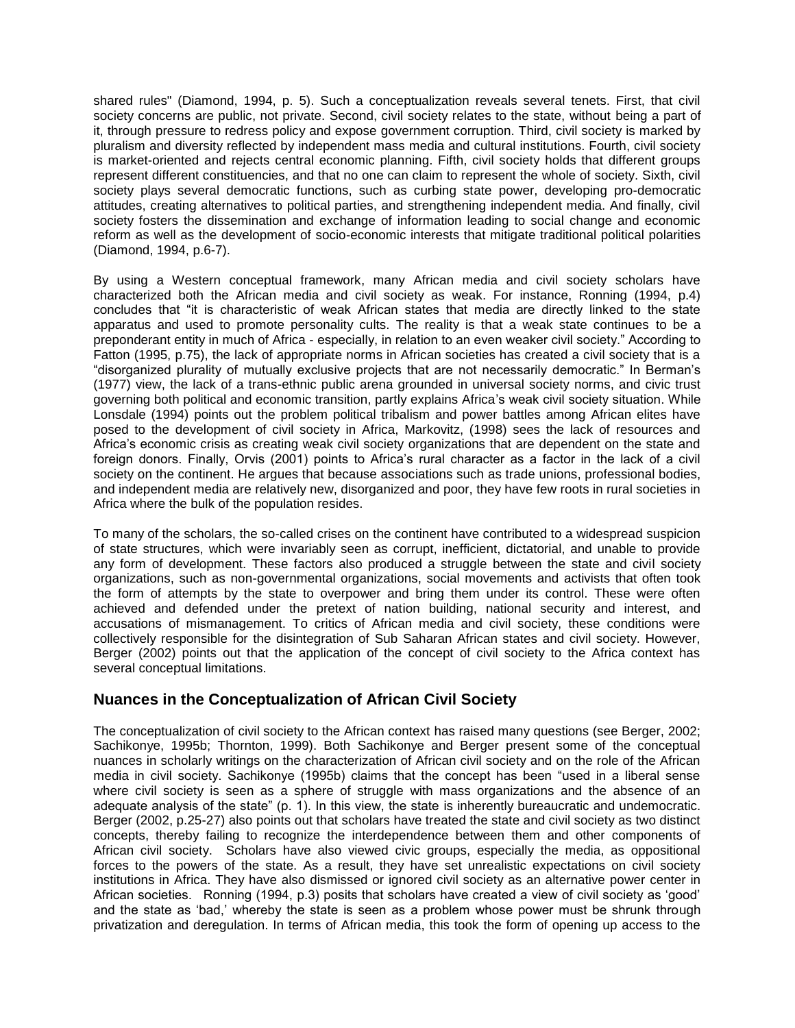shared rules" (Diamond, 1994, p. 5). Such a conceptualization reveals several tenets. First, that civil society concerns are public, not private. Second, civil society relates to the state, without being a part of it, through pressure to redress policy and expose government corruption. Third, civil society is marked by pluralism and diversity reflected by independent mass media and cultural institutions. Fourth, civil society is market-oriented and rejects central economic planning. Fifth, civil society holds that different groups represent different constituencies, and that no one can claim to represent the whole of society. Sixth, civil society plays several democratic functions, such as curbing state power, developing pro-democratic attitudes, creating alternatives to political parties, and strengthening independent media. And finally, civil society fosters the dissemination and exchange of information leading to social change and economic reform as well as the development of socio-economic interests that mitigate traditional political polarities (Diamond, 1994, p.6-7).

By using a Western conceptual framework, many African media and civil society scholars have characterized both the African media and civil society as weak. For instance, Ronning (1994, p.4) concludes that "it is characteristic of weak African states that media are directly linked to the state apparatus and used to promote personality cults. The reality is that a weak state continues to be a preponderant entity in much of Africa - especially, in relation to an even weaker civil society." According to Fatton (1995, p.75), the lack of appropriate norms in African societies has created a civil society that is a "disorganized plurality of mutually exclusive projects that are not necessarily democratic." In Berman's (1977) view, the lack of a trans-ethnic public arena grounded in universal society norms, and civic trust governing both political and economic transition, partly explains Africa's weak civil society situation. While Lonsdale (1994) points out the problem political tribalism and power battles among African elites have posed to the development of civil society in Africa, Markovitz, (1998) sees the lack of resources and Africa's economic crisis as creating weak civil society organizations that are dependent on the state and foreign donors. Finally, Orvis (2001) points to Africa's rural character as a factor in the lack of a civil society on the continent. He argues that because associations such as trade unions, professional bodies, and independent media are relatively new, disorganized and poor, they have few roots in rural societies in Africa where the bulk of the population resides.

To many of the scholars, the so-called crises on the continent have contributed to a widespread suspicion of state structures, which were invariably seen as corrupt, inefficient, dictatorial, and unable to provide any form of development. These factors also produced a struggle between the state and civil society organizations, such as non-governmental organizations, social movements and activists that often took the form of attempts by the state to overpower and bring them under its control. These were often achieved and defended under the pretext of nation building, national security and interest, and accusations of mismanagement. To critics of African media and civil society, these conditions were collectively responsible for the disintegration of Sub Saharan African states and civil society. However, Berger (2002) points out that the application of the concept of civil society to the Africa context has several conceptual limitations.

## Nuances in the Conceptualization of African Civil Society

The conceptualization of civil society to the African context has raised many questions (see Berger, 2002; Sachikonye, 1995b; Thornton, 1999). Both Sachikonye and Berger present some of the conceptual nuances in scholarly writings on the characterization of African civil society and on the role of the African media in civil society. Sachikonye (1995b) claims that the concept has been "used in a liberal sense where civil society is seen as a sphere of struggle with mass organizations and the absence of an adequate analysis of the state" (p. 1). In this view, the state is inherently bureaucratic and undemocratic. Berger (2002, p.25-27) also points out that scholars have treated the state and civil society as two distinct concepts, thereby failing to recognize the interdependence between them and other components of African civil society. Scholars have also viewed civic groups, especially the media, as oppositional forces to the powers of the state. As a result, they have set unrealistic expectations on civil society institutions in Africa. They have also dismissed or ignored civil society as an alternative power center in African societies. Ronning (1994, p.3) posits that scholars have created a view of civil society as 'good' and the state as 'bad,' whereby the state is seen as a problem whose power must be shrunk through privatization and deregulation. In terms of African media, this took the form of opening up access to the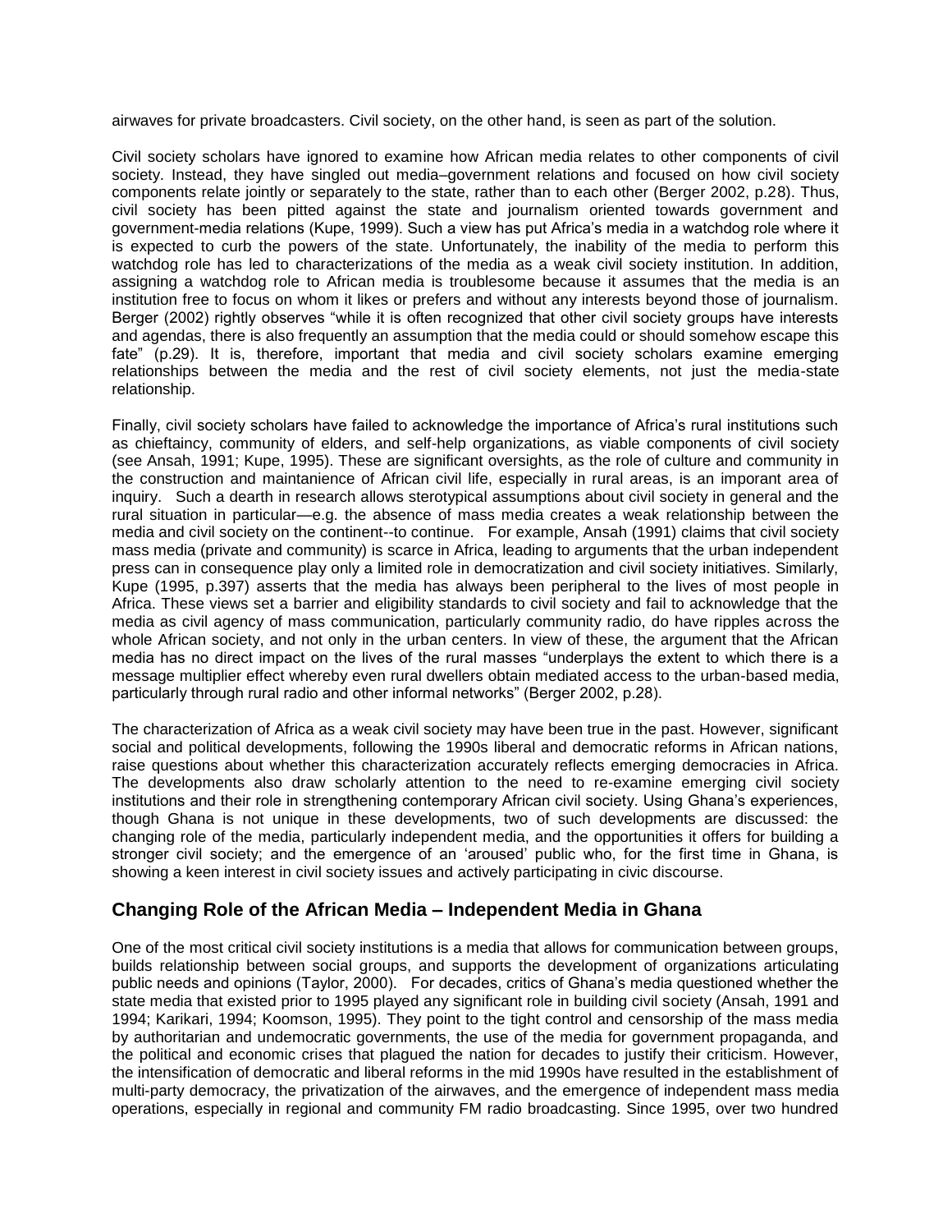airwaves for private broadcasters. Civil society, on the other hand, is seen as part of the solution.

Civil society scholars have ignored to examine how African media relates to other components of civil society. Instead, they have singled out media–government relations and focused on how civil society components relate jointly or separately to the state, rather than to each other (Berger 2002, p.28). Thus, civil society has been pitted against the state and journalism oriented towards government and government-media relations (Kupe, 1999). Such a view has put Africa's media in a watchdog role where it is expected to curb the powers of the state. Unfortunately, the inability of the media to perform this watchdog role has led to characterizations of the media as a weak civil society institution. In addition, assigning a watchdog role to African media is troublesome because it assumes that the media is an institution free to focus on whom it likes or prefers and without any interests beyond those of journalism. Berger (2002) rightly observes "while it is often recognized that other civil society groups have interests and agendas, there is also frequently an assumption that the media could or should somehow escape this fate" (p.29). It is, therefore, important that media and civil society scholars examine emerging relationships between the media and the rest of civil society elements, not just the media-state relationship.

Finally, civil society scholars have failed to acknowledge the importance of Africa's rural institutions such as chieftaincy, community of elders, and self-help organizations, as viable components of civil society (see Ansah, 1991; Kupe, 1995). These are significant oversights, as the role of culture and community in the construction and maintanience of African civil life, especially in rural areas, is an imporant area of inquiry. Such a dearth in research allows sterotypical assumptions about civil society in general and the rural situation in particular—e.g. the absence of mass media creates a weak relationship between the media and civil society on the continent--to continue. For example, Ansah (1991) claims that civil society mass media (private and community) is scarce in Africa, leading to arguments that the urban independent press can in consequence play only a limited role in democratization and civil society initiatives. Similarly, Kupe (1995, p.397) asserts that the media has always been peripheral to the lives of most people in Africa. These views set a barrier and eligibility standards to civil society and fail to acknowledge that the media as civil agency of mass communication, particularly community radio, do have ripples across the whole African society, and not only in the urban centers. In view of these, the argument that the African media has no direct impact on the lives of the rural masses "underplays the extent to which there is a message multiplier effect whereby even rural dwellers obtain mediated access to the urban-based media, particularly through rural radio and other informal networks" (Berger 2002, p.28).

The characterization of Africa as a weak civil society may have been true in the past. However, significant social and political developments, following the 1990s liberal and democratic reforms in African nations, raise questions about whether this characterization accurately reflects emerging democracies in Africa. The developments also draw scholarly attention to the need to re-examine emerging civil society institutions and their role in strengthening contemporary African civil society. Using Ghana's experiences, though Ghana is not unique in these developments, two of such developments are discussed: the changing role of the media, particularly independent media, and the opportunities it offers for building a stronger civil society; and the emergence of an 'aroused' public who, for the first time in Ghana, is showing a keen interest in civil society issues and actively participating in civic discourse.

## Changing Role of the African Media – Independent Media in Ghana

One of the most critical civil society institutions is a media that allows for communication between groups, builds relationship between social groups, and supports the development of organizations articulating public needs and opinions (Taylor, 2000). For decades, critics of Ghana's media questioned whether the state media that existed prior to 1995 played any significant role in building civil society (Ansah, 1991 and 1994; Karikari, 1994; Koomson, 1995). They point to the tight control and censorship of the mass media by authoritarian and undemocratic governments, the use of the media for government propaganda, and the political and economic crises that plagued the nation for decades to justify their criticism. However, the intensification of democratic and liberal reforms in the mid 1990s have resulted in the establishment of multi-party democracy, the privatization of the airwaves, and the emergence of independent mass media operations, especially in regional and community FM radio broadcasting. Since 1995, over two hundred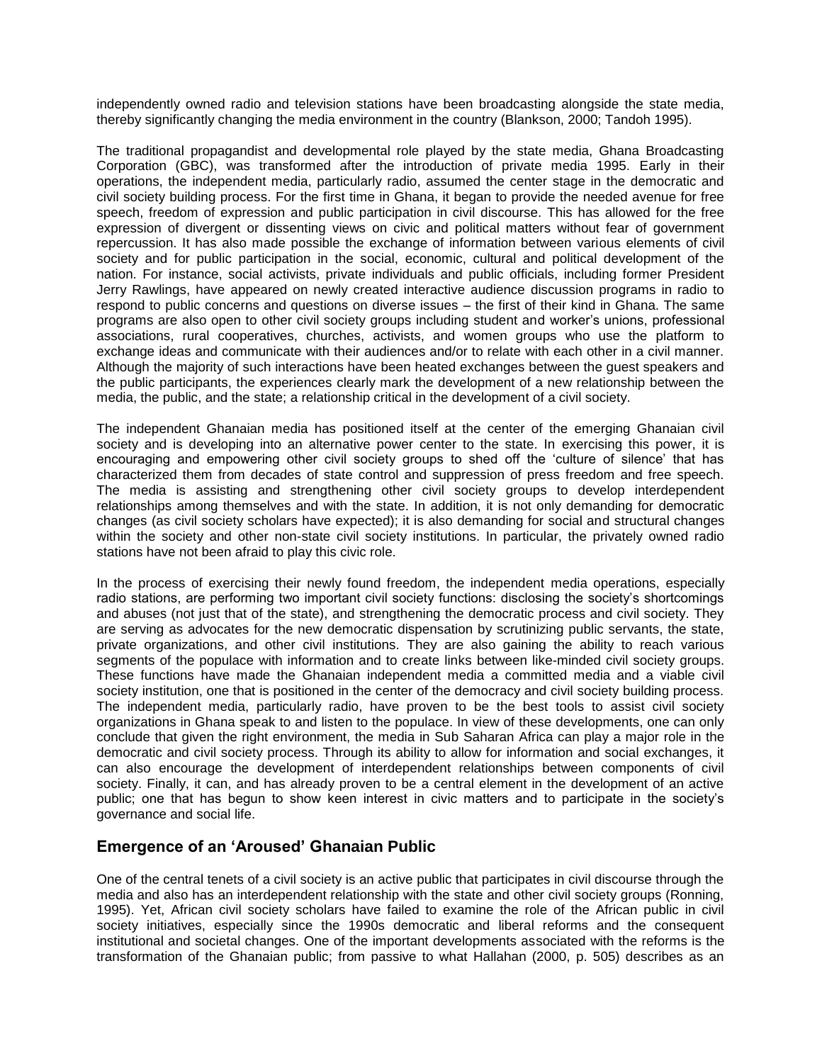independently owned radio and television stations have been broadcasting alongside the state media, thereby significantly changing the media environment in the country (Blankson, 2000; Tandoh 1995).

The traditional propagandist and developmental role played by the state media, Ghana Broadcasting Corporation (GBC), was transformed after the introduction of private media 1995. Early in their operations, the independent media, particularly radio, assumed the center stage in the democratic and civil society building process. For the first time in Ghana, it began to provide the needed avenue for free speech, freedom of expression and public participation in civil discourse. This has allowed for the free expression of divergent or dissenting views on civic and political matters without fear of government repercussion. It has also made possible the exchange of information between various elements of civil society and for public participation in the social, economic, cultural and political development of the nation. For instance, social activists, private individuals and public officials, including former President Jerry Rawlings, have appeared on newly created interactive audience discussion programs in radio to respond to public concerns and questions on diverse issues – the first of their kind in Ghana. The same programs are also open to other civil society groups including student and worker's unions, professional associations, rural cooperatives, churches, activists, and women groups who use the platform to exchange ideas and communicate with their audiences and/or to relate with each other in a civil manner. Although the majority of such interactions have been heated exchanges between the guest speakers and the public participants, the experiences clearly mark the development of a new relationship between the media, the public, and the state; a relationship critical in the development of a civil society.

The independent Ghanaian media has positioned itself at the center of the emerging Ghanaian civil society and is developing into an alternative power center to the state. In exercising this power, it is encouraging and empowering other civil society groups to shed off the 'culture of silence' that has characterized them from decades of state control and suppression of press freedom and free speech. The media is assisting and strengthening other civil society groups to develop interdependent relationships among themselves and with the state. In addition, it is not only demanding for democratic changes (as civil society scholars have expected); it is also demanding for social and structural changes within the society and other non-state civil society institutions. In particular, the privately owned radio stations have not been afraid to play this civic role.

In the process of exercising their newly found freedom, the independent media operations, especially radio stations, are performing two important civil society functions: disclosing the society's shortcomings and abuses (not just that of the state), and strengthening the democratic process and civil society. They are serving as advocates for the new democratic dispensation by scrutinizing public servants, the state, private organizations, and other civil institutions. They are also gaining the ability to reach various segments of the populace with information and to create links between like-minded civil society groups. These functions have made the Ghanaian independent media a committed media and a viable civil society institution, one that is positioned in the center of the democracy and civil society building process. The independent media, particularly radio, have proven to be the best tools to assist civil society organizations in Ghana speak to and listen to the populace. In view of these developments, one can only conclude that given the right environment, the media in Sub Saharan Africa can play a major role in the democratic and civil society process. Through its ability to allow for information and social exchanges, it can also encourage the development of interdependent relationships between components of civil society. Finally, it can, and has already proven to be a central element in the development of an active public; one that has begun to show keen interest in civic matters and to participate in the society's governance and social life.

## Emergence of an 'Aroused' Ghanaian Public

One of the central tenets of a civil society is an active public that participates in civil discourse through the media and also has an interdependent relationship with the state and other civil society groups (Ronning, 1995). Yet, African civil society scholars have failed to examine the role of the African public in civil society initiatives, especially since the 1990s democratic and liberal reforms and the consequent institutional and societal changes. One of the important developments associated with the reforms is the transformation of the Ghanaian public; from passive to what Hallahan (2000, p. 505) describes as an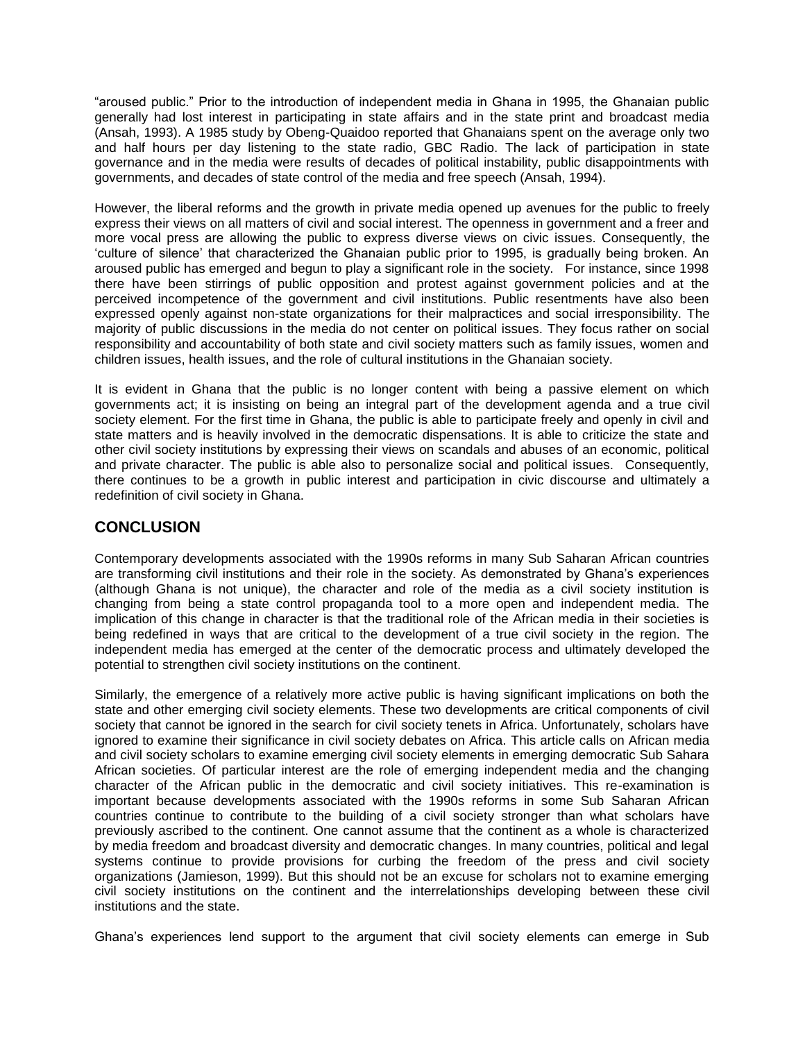"aroused public." Prior to the introduction of independent media in Ghana in 1995, the Ghanaian public generally had lost interest in participating in state affairs and in the state print and broadcast media (Ansah, 1993). A 1985 study by Obeng-Quaidoo reported that Ghanaians spent on the average only two and half hours per day listening to the state radio, GBC Radio. The lack of participation in state governance and in the media were results of decades of political instability, public disappointments with governments, and decades of state control of the media and free speech (Ansah, 1994).

However, the liberal reforms and the growth in private media opened up avenues for the public to freely express their views on all matters of civil and social interest. The openness in government and a freer and more vocal press are allowing the public to express diverse views on civic issues. Consequently, the 'culture of silence' that characterized the Ghanaian public prior to 1995, is gradually being broken. An aroused public has emerged and begun to play a significant role in the society. For instance, since 1998 there have been stirrings of public opposition and protest against government policies and at the perceived incompetence of the government and civil institutions. Public resentments have also been expressed openly against non-state organizations for their malpractices and social irresponsibility. The majority of public discussions in the media do not center on political issues. They focus rather on social responsibility and accountability of both state and civil society matters such as family issues, women and children issues, health issues, and the role of cultural institutions in the Ghanaian society.

It is evident in Ghana that the public is no longer content with being a passive element on which governments act; it is insisting on being an integral part of the development agenda and a true civil society element. For the first time in Ghana, the public is able to participate freely and openly in civil and state matters and is heavily involved in the democratic dispensations. It is able to criticize the state and other civil society institutions by expressing their views on scandals and abuses of an economic, political and private character. The public is able also to personalize social and political issues. Consequently, there continues to be a growth in public interest and participation in civic discourse and ultimately a redefinition of civil society in Ghana.

## CONCLUSION

Contemporary developments associated with the 1990s reforms in many Sub Saharan African countries are transforming civil institutions and their role in the society. As demonstrated by Ghana's experiences (although Ghana is not unique), the character and role of the media as a civil society institution is changing from being a state control propaganda tool to a more open and independent media. The implication of this change in character is that the traditional role of the African media in their societies is being redefined in ways that are critical to the development of a true civil society in the region. The independent media has emerged at the center of the democratic process and ultimately developed the potential to strengthen civil society institutions on the continent.

Similarly, the emergence of a relatively more active public is having significant implications on both the state and other emerging civil society elements. These two developments are critical components of civil society that cannot be ignored in the search for civil society tenets in Africa. Unfortunately, scholars have ignored to examine their significance in civil society debates on Africa. This article calls on African media and civil society scholars to examine emerging civil society elements in emerging democratic Sub Sahara African societies. Of particular interest are the role of emerging independent media and the changing character of the African public in the democratic and civil society initiatives. This re-examination is important because developments associated with the 1990s reforms in some Sub Saharan African countries continue to contribute to the building of a civil society stronger than what scholars have previously ascribed to the continent. One cannot assume that the continent as a whole is characterized by media freedom and broadcast diversity and democratic changes. In many countries, political and legal systems continue to provide provisions for curbing the freedom of the press and civil society organizations (Jamieson, 1999). But this should not be an excuse for scholars not to examine emerging civil society institutions on the continent and the interrelationships developing between these civil institutions and the state.

Ghana's experiences lend support to the argument that civil society elements can emerge in Sub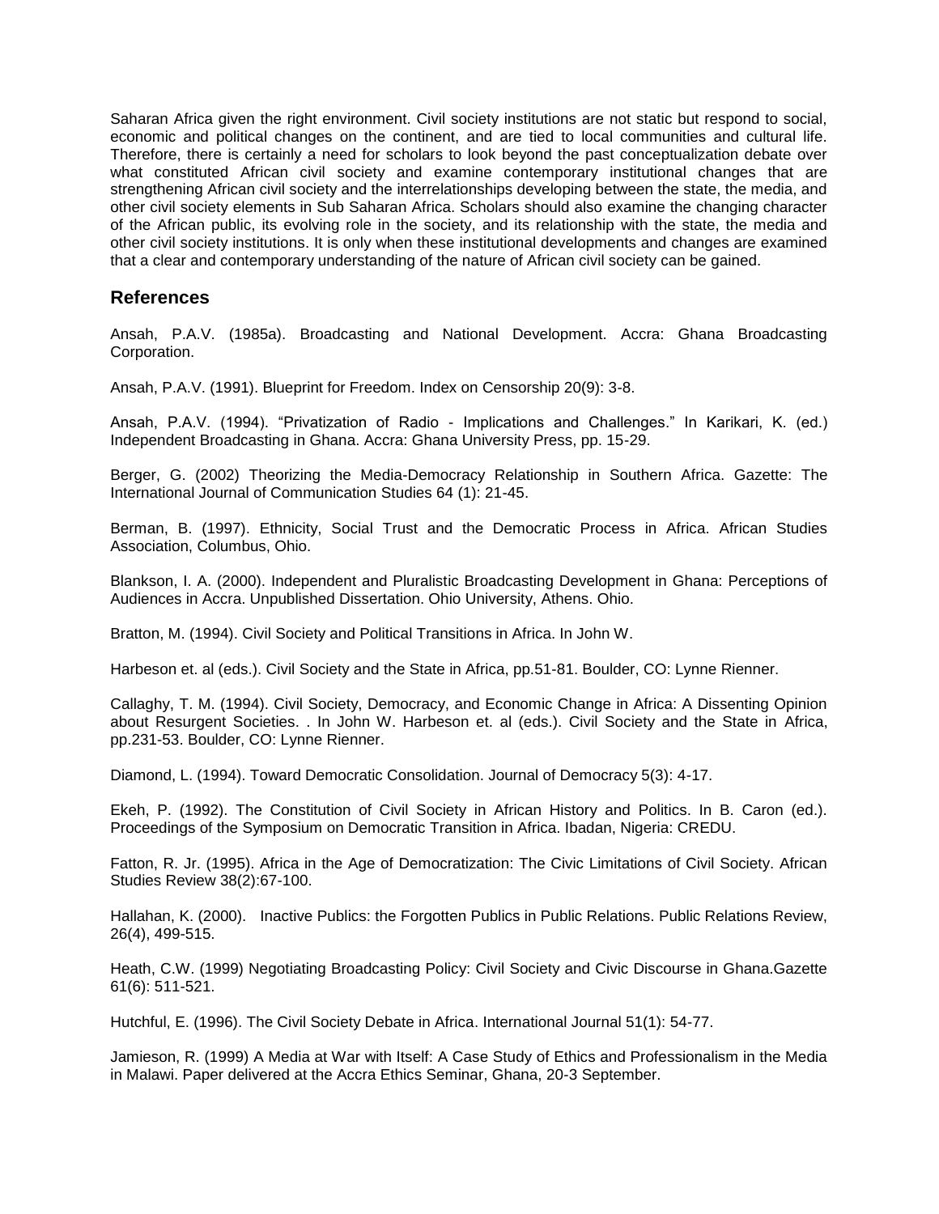Saharan Africa given the right environment. Civil society institutions are not static but respond to social, economic and political changes on the continent, and are tied to local communities and cultural life. Therefore, there is certainly a need for scholars to look beyond the past conceptualization debate over what constituted African civil society and examine contemporary institutional changes that are strengthening African civil society and the interrelationships developing between the state, the media, and other civil society elements in Sub Saharan Africa. Scholars should also examine the changing character of the African public, its evolving role in the society, and its relationship with the state, the media and other civil society institutions. It is only when these institutional developments and changes are examined that a clear and contemporary understanding of the nature of African civil society can be gained.

## References

Ansah, P.A.V. (1985a). Broadcasting and National Development. Accra: Ghana Broadcasting Corporation.

Ansah, P.A.V. (1991). Blueprint for Freedom. Index on Censorship 20(9): 3-8.

Ansah, P.A.V. (1994). "Privatization of Radio - Implications and Challenges." In Karikari, K. (ed.) Independent Broadcasting in Ghana. Accra: Ghana University Press, pp. 15-29.

Berger, G. (2002) Theorizing the Media-Democracy Relationship in Southern Africa. Gazette: The International Journal of Communication Studies 64 (1): 21-45.

Berman, B. (1997). Ethnicity, Social Trust and the Democratic Process in Africa. African Studies Association, Columbus, Ohio.

Blankson, I. A. (2000). Independent and Pluralistic Broadcasting Development in Ghana: Perceptions of Audiences in Accra. Unpublished Dissertation. Ohio University, Athens. Ohio.

Bratton, M. (1994). Civil Society and Political Transitions in Africa. In John W.

Harbeson et. al (eds.). Civil Society and the State in Africa, pp.51-81. Boulder, CO: Lynne Rienner.

Callaghy, T. M. (1994). Civil Society, Democracy, and Economic Change in Africa: A Dissenting Opinion about Resurgent Societies. . In John W. Harbeson et. al (eds.). Civil Society and the State in Africa, pp.231-53. Boulder, CO: Lynne Rienner.

Diamond, L. (1994). Toward Democratic Consolidation. Journal of Democracy 5(3): 4-17.

Ekeh, P. (1992). The Constitution of Civil Society in African History and Politics. In B. Caron (ed.). Proceedings of the Symposium on Democratic Transition in Africa. Ibadan, Nigeria: CREDU.

Fatton, R. Jr. (1995). Africa in the Age of Democratization: The Civic Limitations of Civil Society. African Studies Review 38(2):67-100.

Hallahan, K. (2000). Inactive Publics: the Forgotten Publics in Public Relations. Public Relations Review, 26(4), 499-515.

Heath, C.W. (1999) Negotiating Broadcasting Policy: Civil Society and Civic Discourse in Ghana.Gazette 61(6): 511-521.

Hutchful, E. (1996). The Civil Society Debate in Africa. International Journal 51(1): 54-77.

Jamieson, R. (1999) A Media at War with Itself: A Case Study of Ethics and Professionalism in the Media in Malawi. Paper delivered at the Accra Ethics Seminar, Ghana, 20-3 September.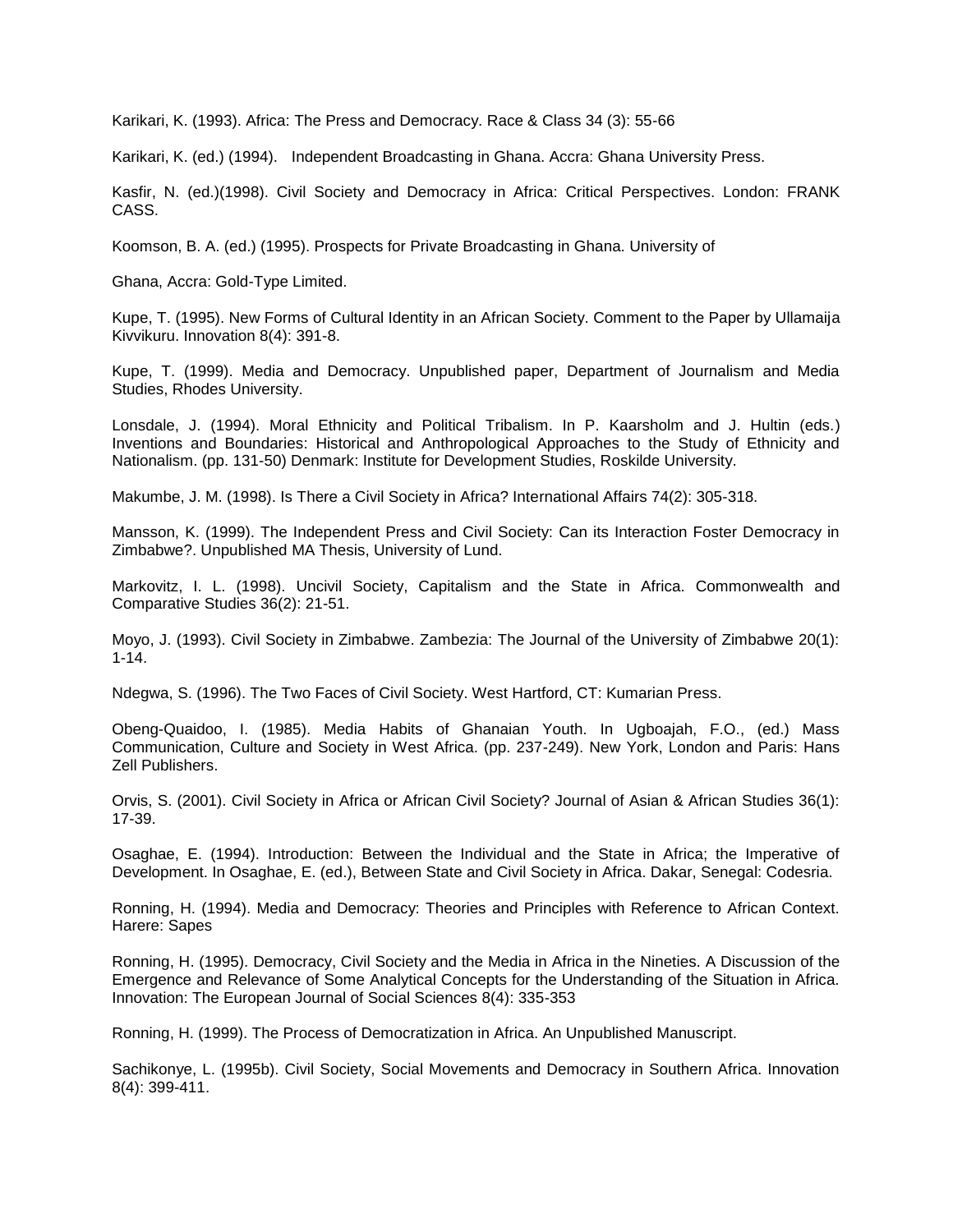Karikari, K. (1993). Africa: The Press and Democracy. Race & Class 34 (3): 55-66

Karikari, K. (ed.) (1994). Independent Broadcasting in Ghana. Accra: Ghana University Press.

Kasfir, N. (ed.)(1998). Civil Society and Democracy in Africa: Critical Perspectives. London: FRANK CASS.

Koomson, B. A. (ed.) (1995). Prospects for Private Broadcasting in Ghana. University of

Ghana, Accra: Gold-Type Limited.

Kupe, T. (1995). New Forms of Cultural Identity in an African Society. Comment to the Paper by Ullamaija Kivvikuru. Innovation 8(4): 391-8.

Kupe, T. (1999). Media and Democracy. Unpublished paper, Department of Journalism and Media Studies, Rhodes University.

Lonsdale, J. (1994). Moral Ethnicity and Political Tribalism. In P. Kaarsholm and J. Hultin (eds.) Inventions and Boundaries: Historical and Anthropological Approaches to the Study of Ethnicity and Nationalism. (pp. 131-50) Denmark: Institute for Development Studies, Roskilde University.

Makumbe, J. M. (1998). Is There a Civil Society in Africa? International Affairs 74(2): 305-318.

Mansson, K. (1999). The Independent Press and Civil Society: Can its Interaction Foster Democracy in Zimbabwe?. Unpublished MA Thesis, University of Lund.

Markovitz, I. L. (1998). Uncivil Society, Capitalism and the State in Africa. Commonwealth and Comparative Studies 36(2): 21-51.

Moyo, J. (1993). Civil Society in Zimbabwe. Zambezia: The Journal of the University of Zimbabwe 20(1): 1-14.

Ndegwa, S. (1996). The Two Faces of Civil Society. West Hartford, CT: Kumarian Press.

Obeng-Quaidoo, I. (1985). Media Habits of Ghanaian Youth. In Ugboajah, F.O., (ed.) Mass Communication, Culture and Society in West Africa. (pp. 237-249). New York, London and Paris: Hans Zell Publishers.

Orvis, S. (2001). Civil Society in Africa or African Civil Society? Journal of Asian & African Studies 36(1): 17-39.

Osaghae, E. (1994). Introduction: Between the Individual and the State in Africa; the Imperative of Development. In Osaghae, E. (ed.), Between State and Civil Society in Africa. Dakar, Senegal: Codesria.

Ronning, H. (1994). Media and Democracy: Theories and Principles with Reference to African Context. Harere: Sapes

Ronning, H. (1995). Democracy, Civil Society and the Media in Africa in the Nineties. A Discussion of the Emergence and Relevance of Some Analytical Concepts for the Understanding of the Situation in Africa. Innovation: The European Journal of Social Sciences 8(4): 335-353

Ronning, H. (1999). The Process of Democratization in Africa. An Unpublished Manuscript.

Sachikonye, L. (1995b). Civil Society, Social Movements and Democracy in Southern Africa. Innovation 8(4): 399-411.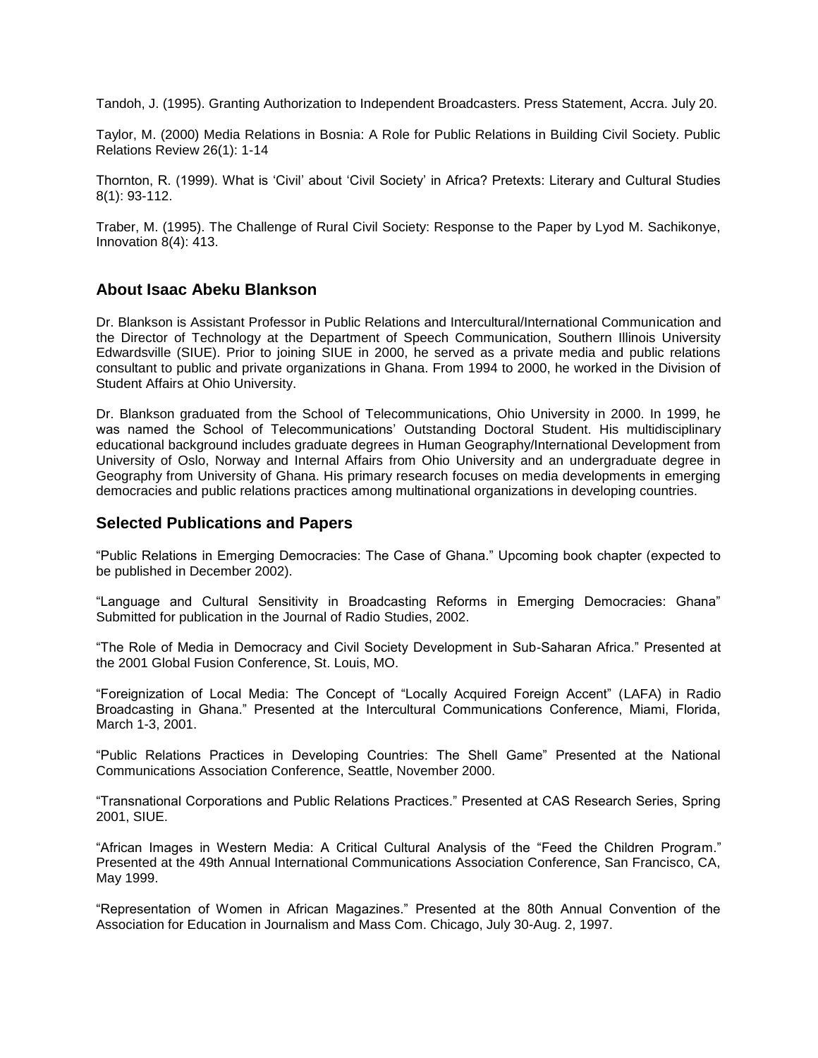Tandoh, J. (1995). Granting Authorization to Independent Broadcasters. Press Statement, Accra. July 20.

Taylor, M. (2000) Media Relations in Bosnia: A Role for Public Relations in Building Civil Society. Public Relations Review 26(1): 1-14

Thornton, R. (1999). What is 'Civil' about 'Civil Society' in Africa? Pretexts: Literary and Cultural Studies 8(1): 93-112.

Traber, M. (1995). The Challenge of Rural Civil Society: Response to the Paper by Lyod M. Sachikonye, Innovation 8(4): 413.

## About Isaac Abeku Blankson

Dr. Blankson is Assistant Professor in Public Relations and Intercultural/International Communication and the Director of Technology at the Department of Speech Communication, Southern Illinois University Edwardsville (SIUE). Prior to joining SIUE in 2000, he served as a private media and public relations consultant to public and private organizations in Ghana. From 1994 to 2000, he worked in the Division of Student Affairs at Ohio University.

Dr. Blankson graduated from the School of Telecommunications, Ohio University in 2000. In 1999, he was named the School of Telecommunications' Outstanding Doctoral Student. His multidisciplinary educational background includes graduate degrees in Human Geography/International Development from University of Oslo, Norway and Internal Affairs from Ohio University and an undergraduate degree in Geography from University of Ghana. His primary research focuses on media developments in emerging democracies and public relations practices among multinational organizations in developing countries.

## Selected Publications and Papers

"Public Relations in Emerging Democracies: The Case of Ghana." Upcoming book chapter (expected to be published in December 2002).

"Language and Cultural Sensitivity in Broadcasting Reforms in Emerging Democracies: Ghana" Submitted for publication in the Journal of Radio Studies, 2002.

"The Role of Media in Democracy and Civil Society Development in Sub-Saharan Africa." Presented at the 2001 Global Fusion Conference, St. Louis, MO.

"Foreignization of Local Media: The Concept of "Locally Acquired Foreign Accent" (LAFA) in Radio Broadcasting in Ghana." Presented at the Intercultural Communications Conference, Miami, Florida, March 1-3, 2001.

"Public Relations Practices in Developing Countries: The Shell Game" Presented at the National Communications Association Conference, Seattle, November 2000.

"Transnational Corporations and Public Relations Practices." Presented at CAS Research Series, Spring 2001, SIUE.

"African Images in Western Media: A Critical Cultural Analysis of the "Feed the Children Program." Presented at the 49th Annual International Communications Association Conference, San Francisco, CA, May 1999.

"Representation of Women in African Magazines." Presented at the 80th Annual Convention of the Association for Education in Journalism and Mass Com. Chicago, July 30-Aug. 2, 1997.